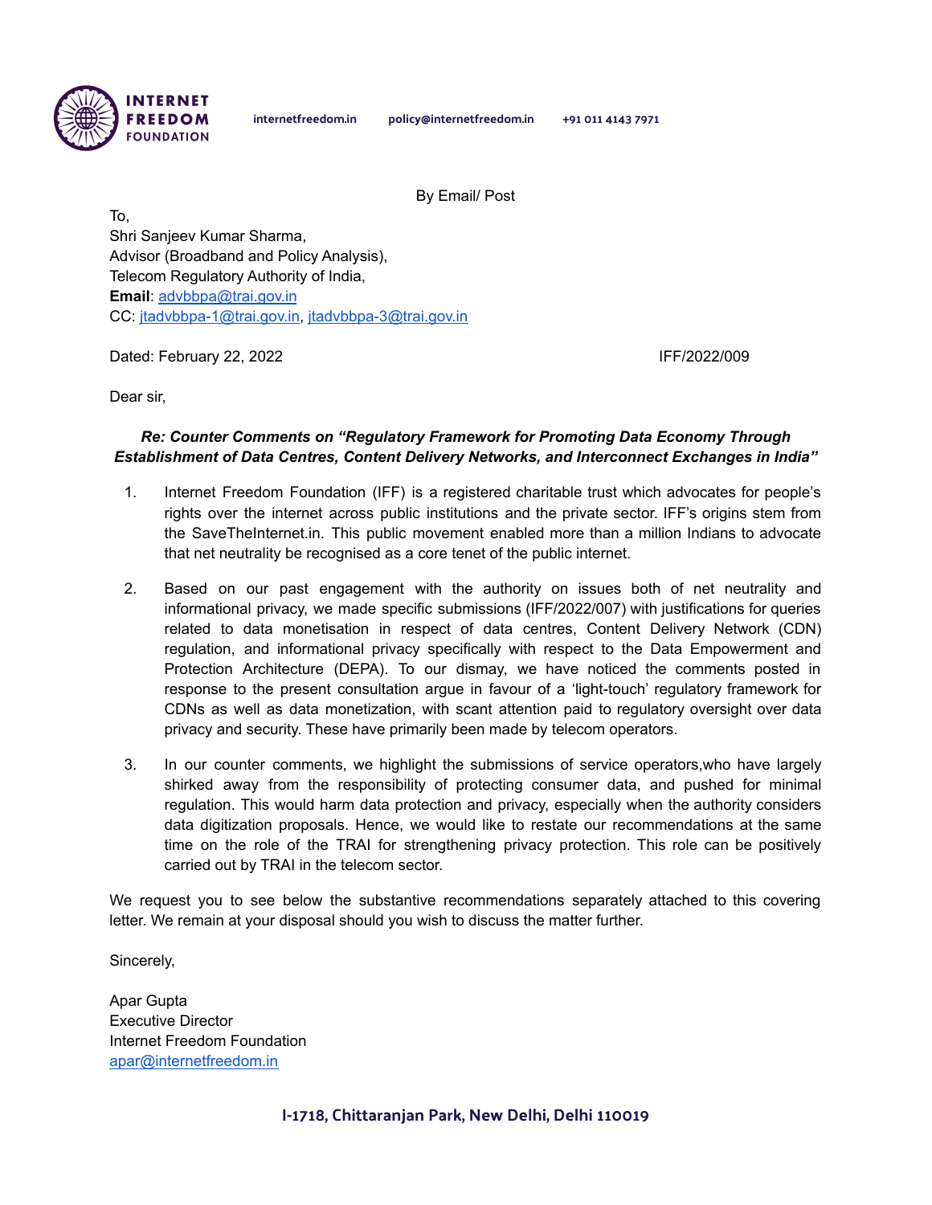INTERNET FREEDOM FOUNDATION

internetfreedom.in policy@internetfreedom.in +91 011 4143 7971

By Email/ Post

To,
Shri Sanjeev Kumar Sharma,
Advisor (Broadband and Policy Analysis),
Telecom Regulatory Authority of India,
**Email**: advbbpa@trai.gov.in
CC: jtadvbbpa-1@trai.gov.in, jtadvbbpa-3@trai.gov.in

Dated: February 22, 2022 IFF/2022/009

Dear sir,

***Re: Counter Comments on "Regulatory Framework for Promoting Data Economy Through Establishment of Data Centres, Content Delivery Networks, and Interconnect Exchanges in India"***

1. Internet Freedom Foundation (IFF) is a registered charitable trust which advocates for people's rights over the internet across public institutions and the private sector. IFF's origins stem from the SaveTheInternet.in. This public movement enabled more than a million Indians to advocate that net neutrality be recognised as a core tenet of the public internet.

2. Based on our past engagement with the authority on issues both of net neutrality and informational privacy, we made specific submissions (IFF/2022/007) with justifications for queries related to data monetisation in respect of data centres, Content Delivery Network (CDN) regulation, and informational privacy specifically with respect to the Data Empowerment and Protection Architecture (DEPA). To our dismay, we have noticed the comments posted in response to the present consultation argue in favour of a 'light-touch' regulatory framework for CDNs as well as data monetization, with scant attention paid to regulatory oversight over data privacy and security. These have primarily been made by telecom operators.

3. In our counter comments, we highlight the submissions of service operators,who have largely shirked away from the responsibility of protecting consumer data, and pushed for minimal regulation. This would harm data protection and privacy, especially when the authority considers data digitization proposals. Hence, we would like to restate our recommendations at the same time on the role of the TRAI for strengthening privacy protection. This role can be positively carried out by TRAI in the telecom sector.

We request you to see below the substantive recommendations separately attached to this covering letter. We remain at your disposal should you wish to discuss the matter further.

Sincerely,

Apar Gupta
Executive Director
Internet Freedom Foundation
apar@internetfreedom.in

I-1718, Chittaranjan Park, New Delhi, Delhi 110019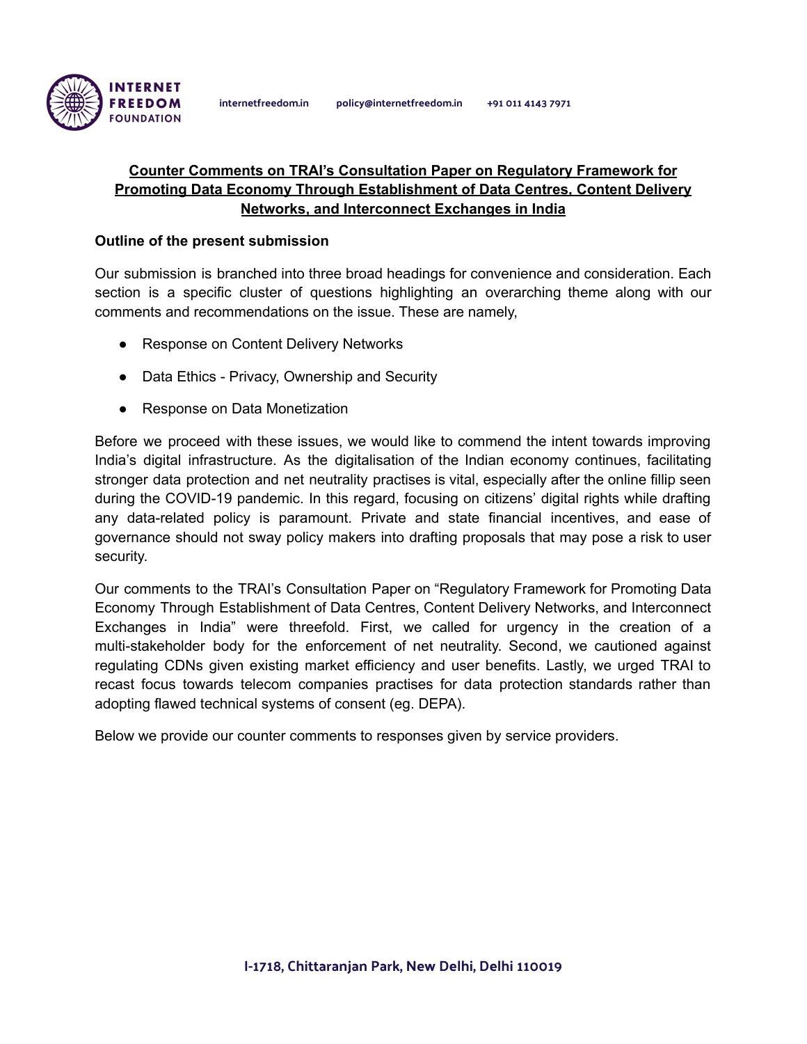## Counter Comments on TRAI's Consultation Paper on Regulatory Framework for Promoting Data Economy Through Establishment of Data Centres, Content Delivery Networks, and Interconnect Exchanges in India

**Outline of the present submission**

Our submission is branched into three broad headings for convenience and consideration. Each section is a specific cluster of questions highlighting an overarching theme along with our comments and recommendations on the issue. These are namely,

- Response on Content Delivery Networks
- Data Ethics - Privacy, Ownership and Security
- Response on Data Monetization

Before we proceed with these issues, we would like to commend the intent towards improving India's digital infrastructure. As the digitalisation of the Indian economy continues, facilitating stronger data protection and net neutrality practises is vital, especially after the online fillip seen during the COVID-19 pandemic. In this regard, focusing on citizens' digital rights while drafting any data-related policy is paramount. Private and state financial incentives, and ease of governance should not sway policy makers into drafting proposals that may pose a risk to user security.

Our comments to the TRAI's Consultation Paper on "Regulatory Framework for Promoting Data Economy Through Establishment of Data Centres, Content Delivery Networks, and Interconnect Exchanges in India" were threefold. First, we called for urgency in the creation of a multi-stakeholder body for the enforcement of net neutrality. Second, we cautioned against regulating CDNs given existing market efficiency and user benefits. Lastly, we urged TRAI to recast focus towards telecom companies practises for data protection standards rather than adopting flawed technical systems of consent (eg. DEPA).

Below we provide our counter comments to responses given by service providers.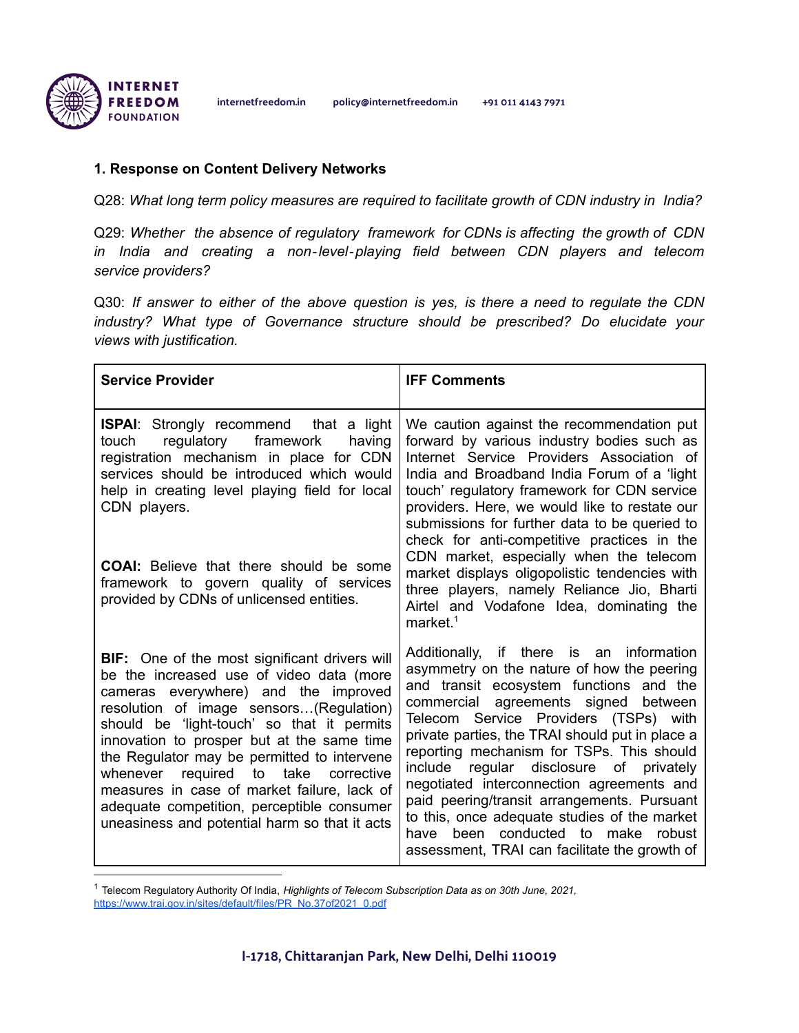## 1. Response on Content Delivery Networks

Q28: *What long term policy measures are required to facilitate growth of CDN industry in India?*

Q29: *Whether the absence of regulatory framework for CDNs is affecting the growth of CDN in India and creating a non-level-playing field between CDN players and telecom service providers?*

Q30: *If answer to either of the above question is yes, is there a need to regulate the CDN industry? What type of Governance structure should be prescribed? Do elucidate your views with justification.*

| Service Provider | IFF Comments |
|---|---|
| **ISPAI**: Strongly recommend that a light touch regulatory framework having registration mechanism in place for CDN services should be introduced which would help in creating level playing field for local CDN players.<br><br>**COAI:** Believe that there should be some framework to govern quality of services provided by CDNs of unlicensed entities.<br><br>**BIF:** One of the most significant drivers will be the increased use of video data (more cameras everywhere) and the improved resolution of image sensors…(Regulation) should be 'light-touch' so that it permits innovation to prosper but at the same time the Regulator may be permitted to intervene whenever required to take corrective measures in case of market failure, lack of adequate competition, perceptible consumer uneasiness and potential harm so that it acts | We caution against the recommendation put forward by various industry bodies such as Internet Service Providers Association of India and Broadband India Forum of a 'light touch' regulatory framework for CDN service providers. Here, we would like to restate our submissions for further data to be queried to check for anti-competitive practices in the CDN market, especially when the telecom market displays oligopolistic tendencies with three players, namely Reliance Jio, Bharti Airtel and Vodafone Idea, dominating the market.[1]<br><br>Additionally, if there is an information asymmetry on the nature of how the peering and transit ecosystem functions and the commercial agreements signed between Telecom Service Providers (TSPs) with private parties, the TRAI should put in place a reporting mechanism for TSPs. This should include regular disclosure of privately negotiated interconnection agreements and paid peering/transit arrangements. Pursuant to this, once adequate studies of the market have been conducted to make robust assessment, TRAI can facilitate the growth of |

[1] Telecom Regulatory Authority Of India, *Highlights of Telecom Subscription Data as on 30th June, 2021,* https://www.trai.gov.in/sites/default/files/PR_No.37of2021_0.pdf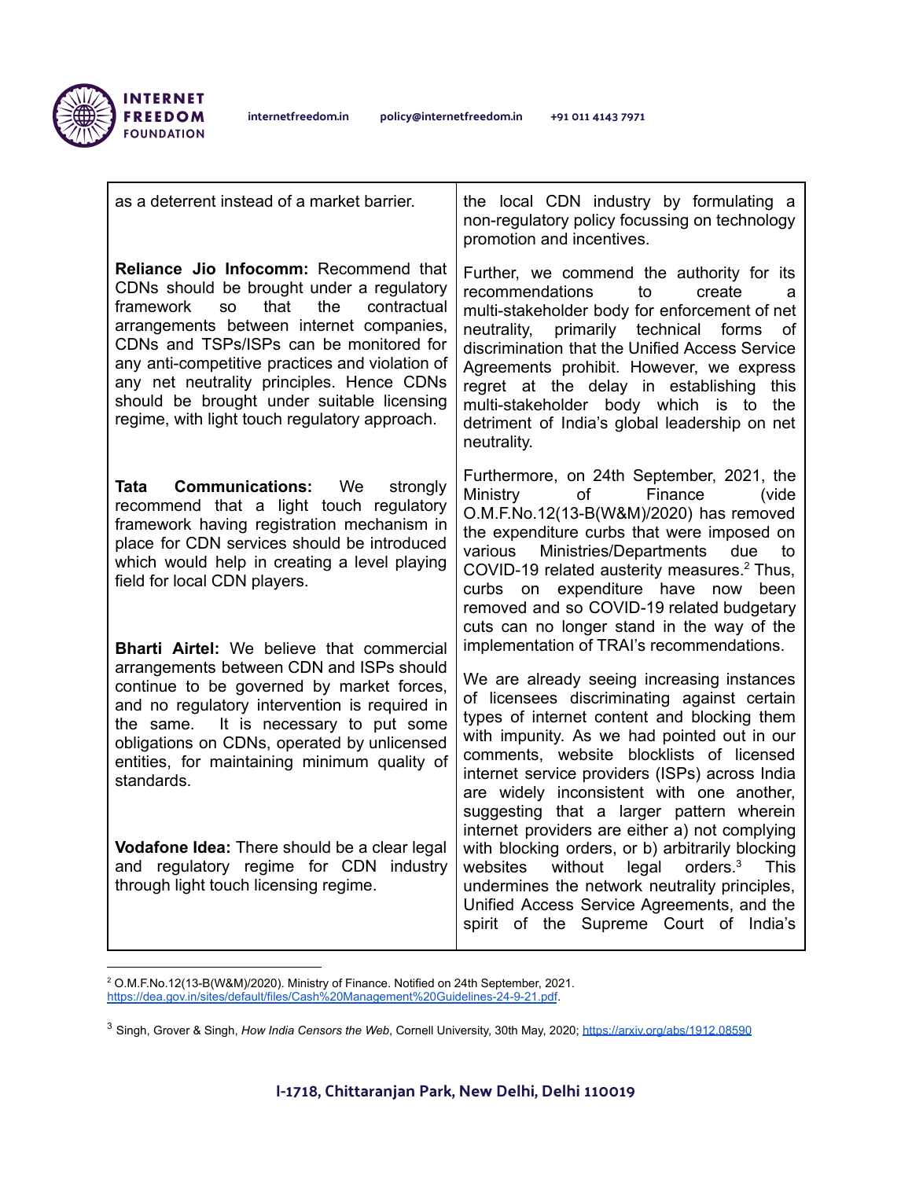| | |
|---|---|
| as a deterrent instead of a market barrier. | the local CDN industry by formulating a non-regulatory policy focussing on technology promotion and incentives. |
| **Reliance Jio Infocomm:** Recommend that CDNs should be brought under a regulatory framework so that the contractual arrangements between internet companies, CDNs and TSPs/ISPs can be monitored for any anti-competitive practices and violation of any net neutrality principles. Hence CDNs should be brought under suitable licensing regime, with light touch regulatory approach. | Further, we commend the authority for its recommendations to create a multi-stakeholder body for enforcement of net neutrality, primarily technical forms of discrimination that the Unified Access Service Agreements prohibit. However, we express regret at the delay in establishing this multi-stakeholder body which is to the detriment of India's global leadership on net neutrality. |
| **Tata Communications:** We strongly recommend that a light touch regulatory framework having registration mechanism in place for CDN services should be introduced which would help in creating a level playing field for local CDN players. | Furthermore, on 24th September, 2021, the Ministry of Finance (vide O.M.F.No.12(13-B(W&M)/2020) has removed the expenditure curbs that were imposed on various Ministries/Departments due to COVID-19 related austerity measures.[2] Thus, curbs on expenditure have now been removed and so COVID-19 related budgetary cuts can no longer stand in the way of the implementation of TRAI's recommendations. |
| **Bharti Airtel:** We believe that commercial arrangements between CDN and ISPs should continue to be governed by market forces, and no regulatory intervention is required in the same. It is necessary to put some obligations on CDNs, operated by unlicensed entities, for maintaining minimum quality of standards.<br><br>**Vodafone Idea:** There should be a clear legal and regulatory regime for CDN industry through light touch licensing regime. | We are already seeing increasing instances of licensees discriminating against certain types of internet content and blocking them with impunity. As we had pointed out in our comments, website blocklists of licensed internet service providers (ISPs) across India are widely inconsistent with one another, suggesting that a larger pattern wherein internet providers are either a) not complying with blocking orders, or b) arbitrarily blocking websites without legal orders.[3] This undermines the network neutrality principles, Unified Access Service Agreements, and the spirit of the Supreme Court of India's |

[2] O.M.F.No.12(13-B(W&M)/2020). Ministry of Finance. Notified on 24th September, 2021. https://dea.gov.in/sites/default/files/Cash%20Management%20Guidelines-24-9-21.pdf.

[3] Singh, Grover & Singh, *How India Censors the Web*, Cornell University, 30th May, 2020; https://arxiv.org/abs/1912.08590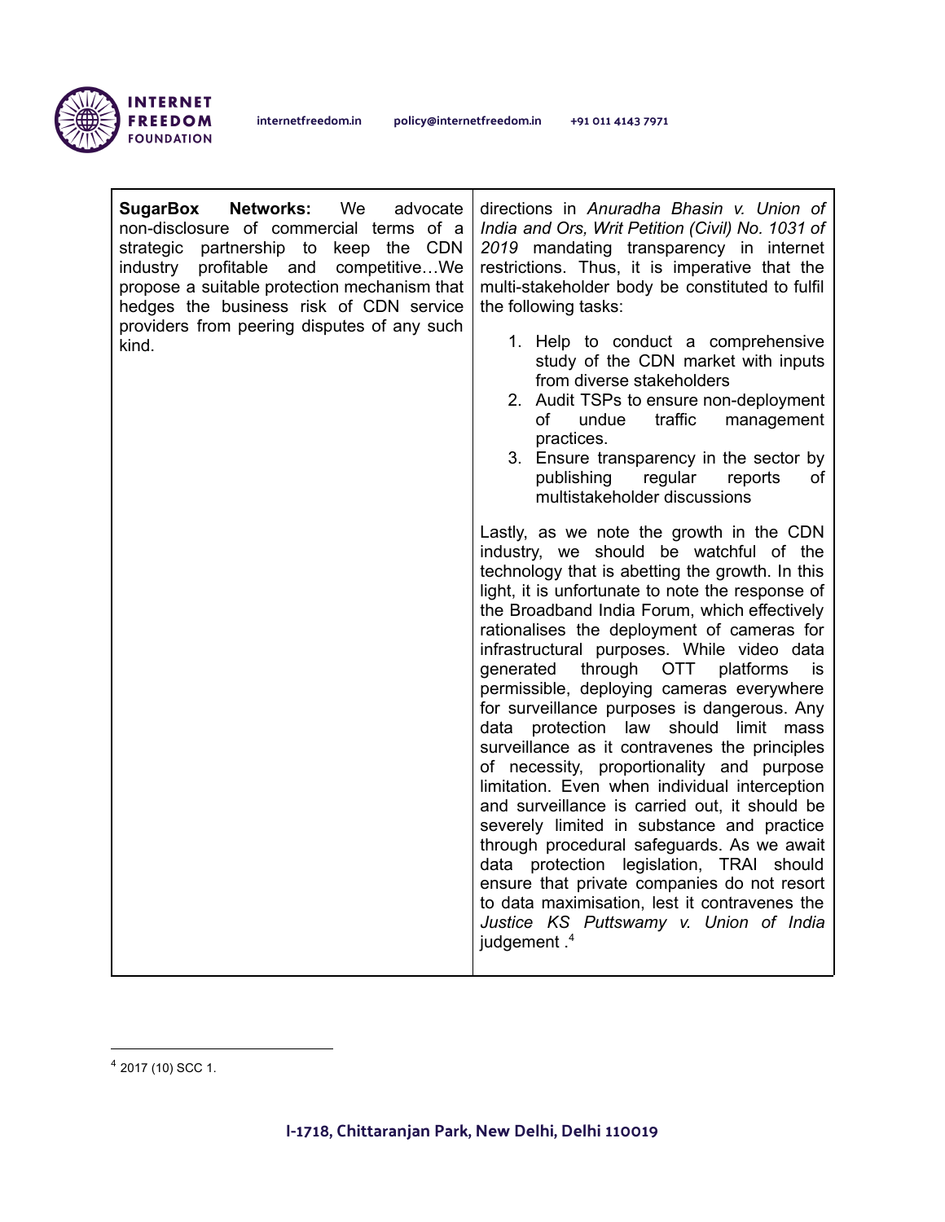| | |
|---|---|
| **SugarBox Networks:** We advocate non-disclosure of commercial terms of a strategic partnership to keep the CDN industry profitable and competitive…We propose a suitable protection mechanism that hedges the business risk of CDN service providers from peering disputes of any such kind. | directions in *Anuradha Bhasin v. Union of India and Ors, Writ Petition (Civil) No. 1031 of 2019* mandating transparency in internet restrictions. Thus, it is imperative that the multi-stakeholder body be constituted to fulfil the following tasks:<br><br>1. Help to conduct a comprehensive study of the CDN market with inputs from diverse stakeholders<br>2. Audit TSPs to ensure non-deployment of undue traffic management practices.<br>3. Ensure transparency in the sector by publishing regular reports of multistakeholder discussions<br><br>Lastly, as we note the growth in the CDN industry, we should be watchful of the technology that is abetting the growth. In this light, it is unfortunate to note the response of the Broadband India Forum, which effectively rationalises the deployment of cameras for infrastructural purposes. While video data generated through OTT platforms is permissible, deploying cameras everywhere for surveillance purposes is dangerous. Any data protection law should limit mass surveillance as it contravenes the principles of necessity, proportionality and purpose limitation. Even when individual interception and surveillance is carried out, it should be severely limited in substance and practice through procedural safeguards. As we await data protection legislation, TRAI should ensure that private companies do not resort to data maximisation, lest it contravenes the *Justice KS Puttswamy v. Union of India* judgement .[4] |

[4] 2017 (10) SCC 1.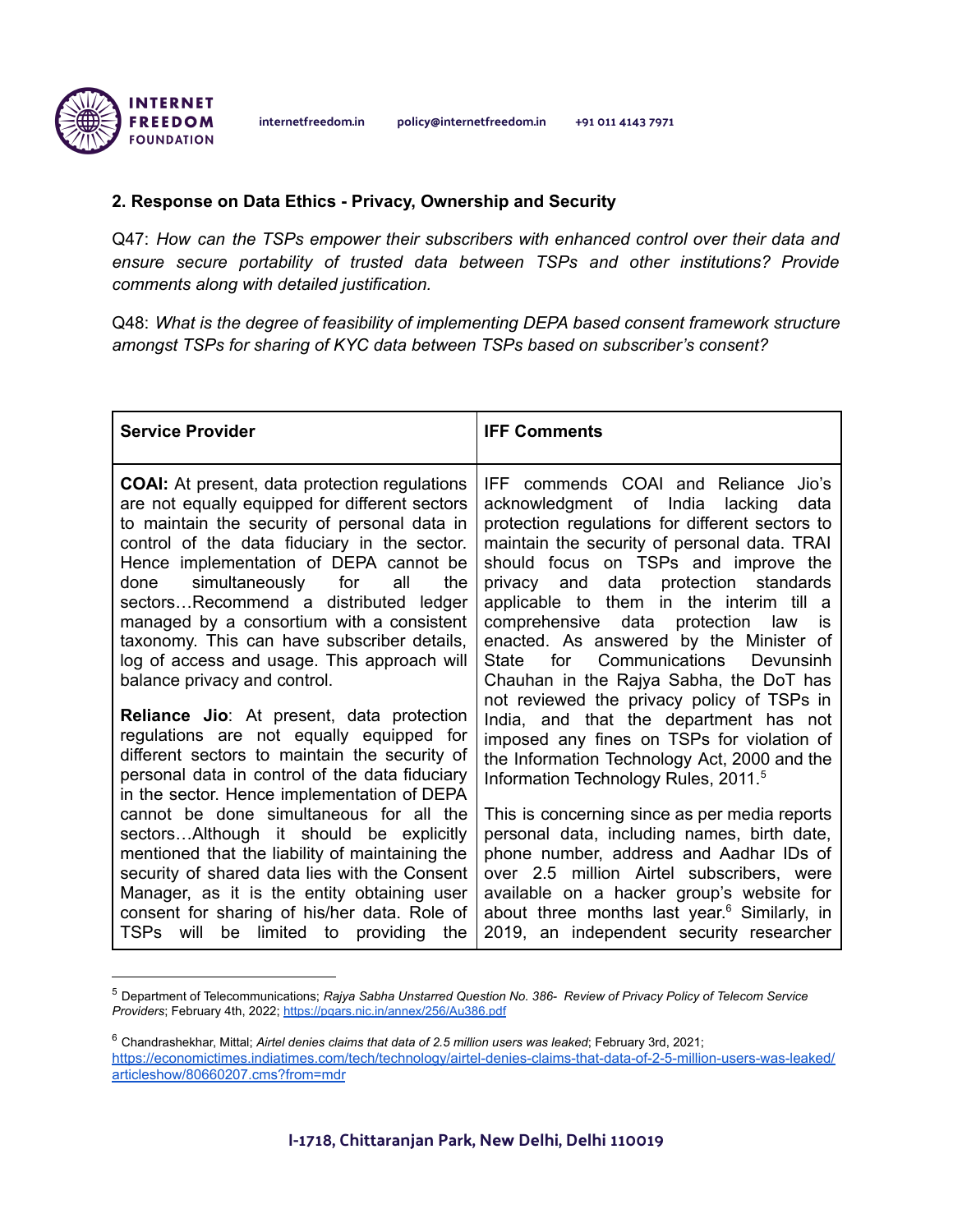## 2. Response on Data Ethics - Privacy, Ownership and Security

Q47: *How can the TSPs empower their subscribers with enhanced control over their data and ensure secure portability of trusted data between TSPs and other institutions? Provide comments along with detailed justification.*

Q48: *What is the degree of feasibility of implementing DEPA based consent framework structure amongst TSPs for sharing of KYC data between TSPs based on subscriber's consent?*

| Service Provider | IFF Comments |
|---|---|
| **COAI:** At present, data protection regulations are not equally equipped for different sectors to maintain the security of personal data in control of the data fiduciary in the sector. Hence implementation of DEPA cannot be done simultaneously for all the sectors…Recommend a distributed ledger managed by a consortium with a consistent taxonomy. This can have subscriber details, log of access and usage. This approach will balance privacy and control.<br><br>**Reliance Jio**: At present, data protection regulations are not equally equipped for different sectors to maintain the security of personal data in control of the data fiduciary in the sector. Hence implementation of DEPA cannot be done simultaneous for all the sectors…Although it should be explicitly mentioned that the liability of maintaining the security of shared data lies with the Consent Manager, as it is the entity obtaining user consent for sharing of his/her data. Role of TSPs will be limited to providing the | IFF commends COAI and Reliance Jio's acknowledgment of India lacking data protection regulations for different sectors to maintain the security of personal data. TRAI should focus on TSPs and improve the privacy and data protection standards applicable to them in the interim till a comprehensive data protection law is enacted. As answered by the Minister of State for Communications Devunsinh Chauhan in the Rajya Sabha, the DoT has not reviewed the privacy policy of TSPs in India, and that the department has not imposed any fines on TSPs for violation of the Information Technology Act, 2000 and the Information Technology Rules, 2011.[5]<br><br>This is concerning since as per media reports personal data, including names, birth date, phone number, address and Aadhar IDs of over 2.5 million Airtel subscribers, were available on a hacker group's website for about three months last year.[6] Similarly, in 2019, an independent security researcher |

[5] Department of Telecommunications; *Rajya Sabha Unstarred Question No. 386- Review of Privacy Policy of Telecom Service Providers*; February 4th, 2022; https://pqars.nic.in/annex/256/Au386.pdf

[6] Chandrashekhar, Mittal; *Airtel denies claims that data of 2.5 million users was leaked*; February 3rd, 2021; https://economictimes.indiatimes.com/tech/technology/airtel-denies-claims-that-data-of-2-5-million-users-was-leaked/articleshow/80660207.cms?from=mdr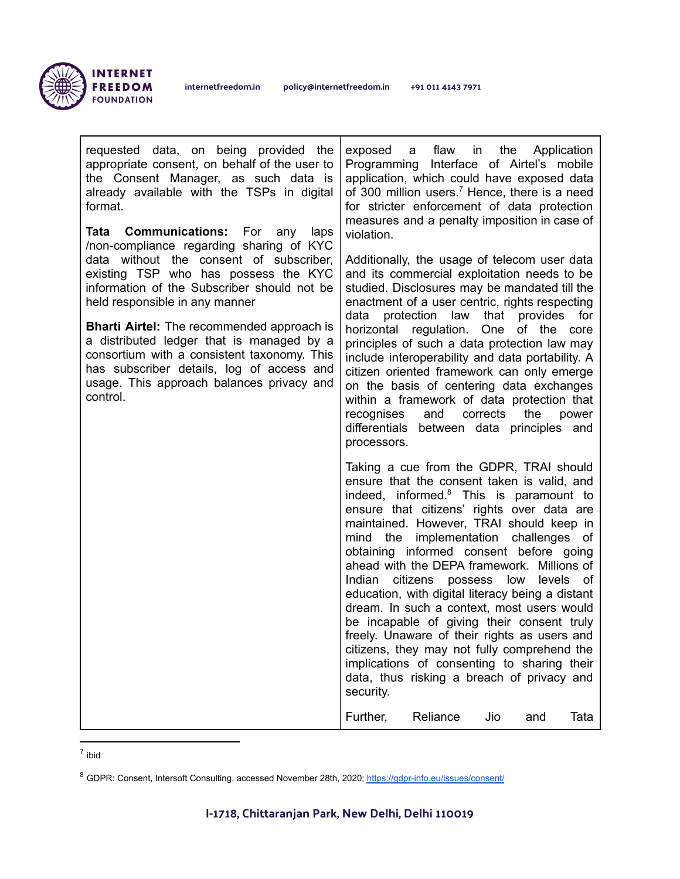| | |
|---|---|
| requested data, on being provided the appropriate consent, on behalf of the user to the Consent Manager, as such data is already available with the TSPs in digital format.<br><br>**Tata Communications:** For any laps /non-compliance regarding sharing of KYC data without the consent of subscriber, existing TSP who has possess the KYC information of the Subscriber should not be held responsible in any manner<br><br>**Bharti Airtel:** The recommended approach is a distributed ledger that is managed by a consortium with a consistent taxonomy. This has subscriber details, log of access and usage. This approach balances privacy and control. | exposed a flaw in the Application Programming Interface of Airtel's mobile application, which could have exposed data of 300 million users.[7] Hence, there is a need for stricter enforcement of data protection measures and a penalty imposition in case of violation.<br><br>Additionally, the usage of telecom user data and its commercial exploitation needs to be studied. Disclosures may be mandated till the enactment of a user centric, rights respecting data protection law that provides for horizontal regulation. One of the core principles of such a data protection law may include interoperability and data portability. A citizen oriented framework can only emerge on the basis of centering data exchanges within a framework of data protection that recognises and corrects the power differentials between data principles and processors.<br><br>Taking a cue from the GDPR, TRAI should ensure that the consent taken is valid, and indeed, informed.[8] This is paramount to ensure that citizens' rights over data are maintained. However, TRAI should keep in mind the implementation challenges of obtaining informed consent before going ahead with the DEPA framework. Millions of Indian citizens possess low levels of education, with digital literacy being a distant dream. In such a context, most users would be incapable of giving their consent truly freely. Unaware of their rights as users and citizens, they may not fully comprehend the implications of consenting to sharing their data, thus risking a breach of privacy and security.<br><br>Further, Reliance Jio and Tata |

[7] ibid

[8] GDPR: Consent, Intersoft Consulting, accessed November 28th, 2020; https://gdpr-info.eu/issues/consent/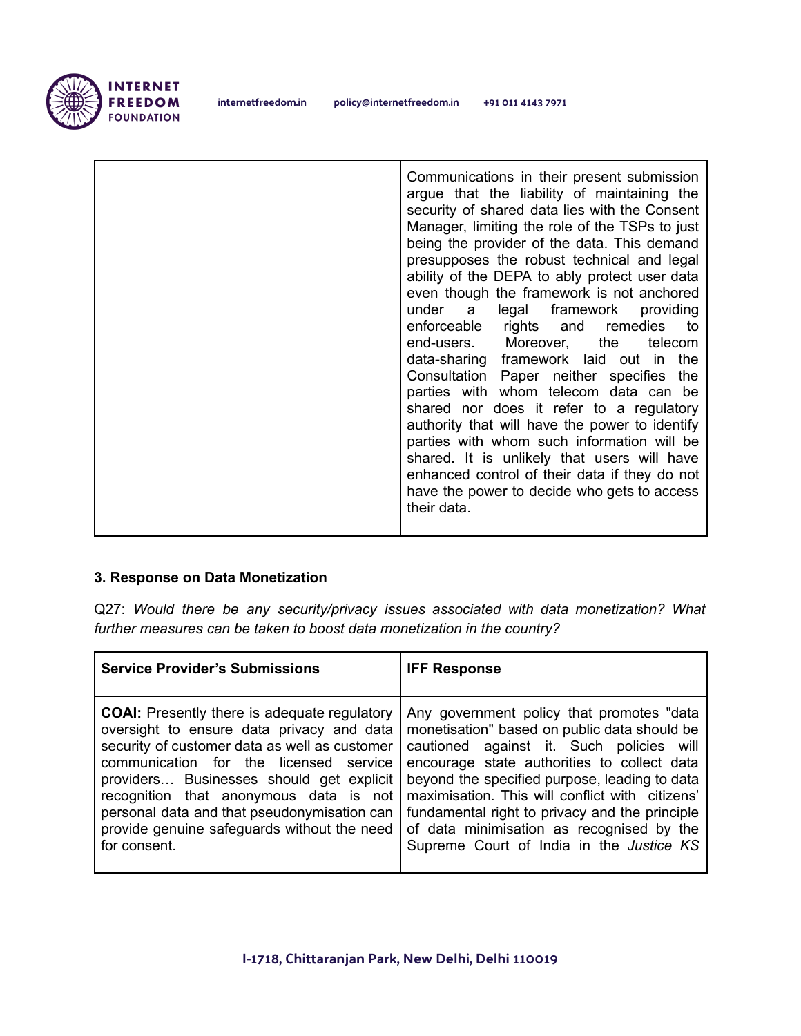| | |
|---|---|
| | Communications in their present submission argue that the liability of maintaining the security of shared data lies with the Consent Manager, limiting the role of the TSPs to just being the provider of the data. This demand presupposes the robust technical and legal ability of the DEPA to ably protect user data even though the framework is not anchored under a legal framework providing enforceable rights and remedies to end-users. Moreover, the telecom data-sharing framework laid out in the Consultation Paper neither specifies the parties with whom telecom data can be shared nor does it refer to a regulatory authority that will have the power to identify parties with whom such information will be shared. It is unlikely that users will have enhanced control of their data if they do not have the power to decide who gets to access their data. |

**3. Response on Data Monetization**

Q27: *Would there be any security/privacy issues associated with data monetization? What further measures can be taken to boost data monetization in the country?*

| **Service Provider's Submissions** | **IFF Response** |
|---|---|
| **COAI:** Presently there is adequate regulatory oversight to ensure data privacy and data security of customer data as well as customer communication for the licensed service providers… Businesses should get explicit recognition that anonymous data is not personal data and that pseudonymisation can provide genuine safeguards without the need for consent. | Any government policy that promotes "data monetisation" based on public data should be cautioned against it. Such policies will encourage state authorities to collect data beyond the specified purpose, leading to data maximisation. This will conflict with citizens' fundamental right to privacy and the principle of data minimisation as recognised by the Supreme Court of India in the *Justice KS* |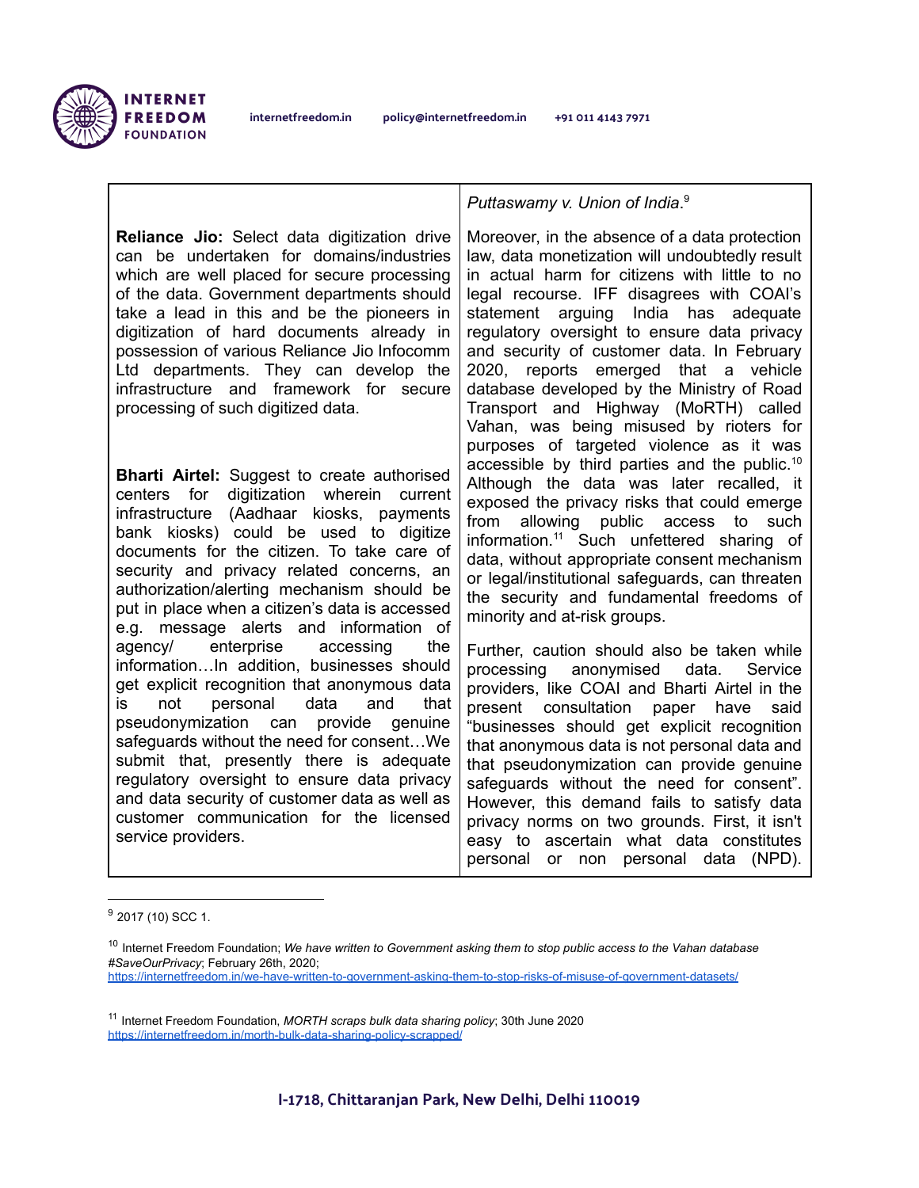| | |
|---|---|
| | *Puttaswamy v. Union of India*.[9] |
| **Reliance Jio:** Select data digitization drive can be undertaken for domains/industries which are well placed for secure processing of the data. Government departments should take a lead in this and be the pioneers in digitization of hard documents already in possession of various Reliance Jio Infocomm Ltd departments. They can develop the infrastructure and framework for secure processing of such digitized data.<br><br>**Bharti Airtel:** Suggest to create authorised centers for digitization wherein current infrastructure (Aadhaar kiosks, payments bank kiosks) could be used to digitize documents for the citizen. To take care of security and privacy related concerns, an authorization/alerting mechanism should be put in place when a citizen's data is accessed e.g. message alerts and information of agency/ enterprise accessing the information…In addition, businesses should get explicit recognition that anonymous data is not personal data and that pseudonymization can provide genuine safeguards without the need for consent…We submit that, presently there is adequate regulatory oversight to ensure data privacy and data security of customer data as well as customer communication for the licensed service providers. | Moreover, in the absence of a data protection law, data monetization will undoubtedly result in actual harm for citizens with little to no legal recourse. IFF disagrees with COAI's statement arguing India has adequate regulatory oversight to ensure data privacy and security of customer data. In February 2020, reports emerged that a vehicle database developed by the Ministry of Road Transport and Highway (MoRTH) called Vahan, was being misused by rioters for purposes of targeted violence as it was accessible by third parties and the public.[10] Although the data was later recalled, it exposed the privacy risks that could emerge from allowing public access to such information.[11] Such unfettered sharing of data, without appropriate consent mechanism or legal/institutional safeguards, can threaten the security and fundamental freedoms of minority and at-risk groups.<br><br>Further, caution should also be taken while processing anonymised data. Service providers, like COAI and Bharti Airtel in the present consultation paper have said "businesses should get explicit recognition that anonymous data is not personal data and that pseudonymization can provide genuine safeguards without the need for consent". However, this demand fails to satisfy data privacy norms on two grounds. First, it isn't easy to ascertain what data constitutes personal or non personal data (NPD). |

[9] 2017 (10) SCC 1.

[10] Internet Freedom Foundation; *We have written to Government asking them to stop public access to the Vahan database #SaveOurPrivacy*; February 26th, 2020; https://internetfreedom.in/we-have-written-to-government-asking-them-to-stop-risks-of-misuse-of-government-datasets/

[11] Internet Freedom Foundation, *MORTH scraps bulk data sharing policy*; 30th June 2020 https://internetfreedom.in/morth-bulk-data-sharing-policy-scrapped/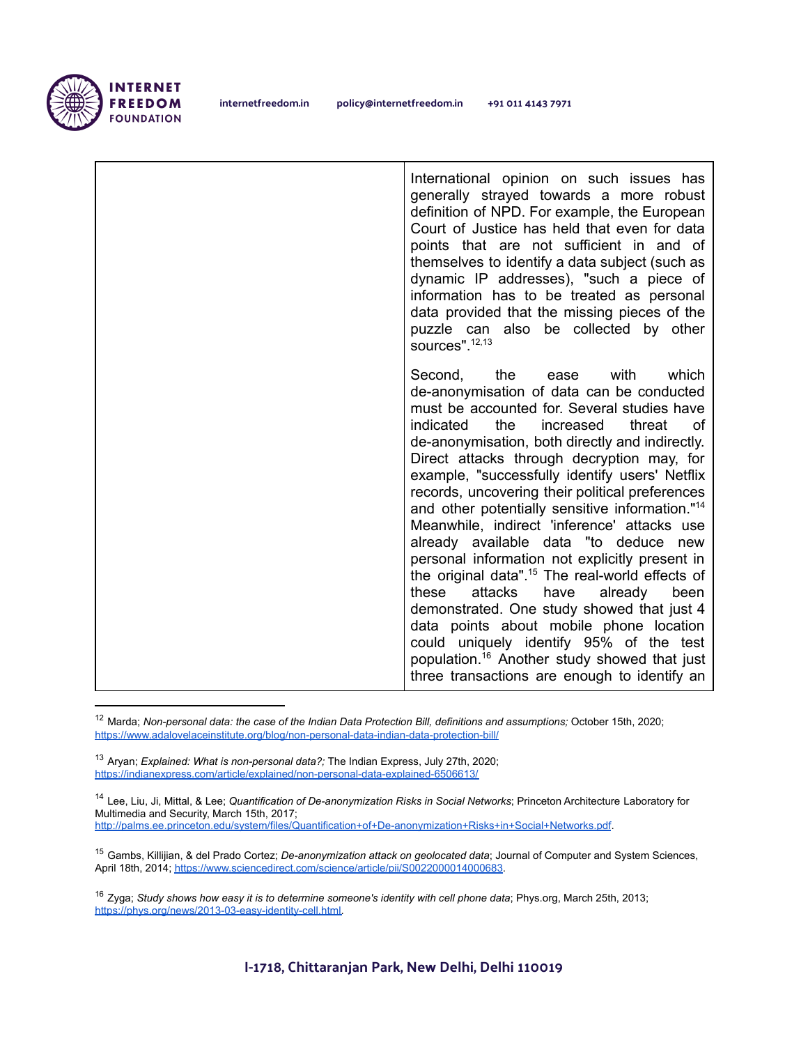| | |
|---|---|
| | International opinion on such issues has generally strayed towards a more robust definition of NPD. For example, the European Court of Justice has held that even for data points that are not sufficient in and of themselves to identify a data subject (such as dynamic IP addresses), "such a piece of information has to be treated as personal data provided that the missing pieces of the puzzle can also be collected by other sources".[12,13]<br><br>Second, the ease with which de-anonymisation of data can be conducted must be accounted for. Several studies have indicated the increased threat of de-anonymisation, both directly and indirectly. Direct attacks through decryption may, for example, "successfully identify users' Netflix records, uncovering their political preferences and other potentially sensitive information."[14] Meanwhile, indirect 'inference' attacks use already available data "to deduce new personal information not explicitly present in the original data".[15] The real-world effects of these attacks have already been demonstrated. One study showed that just 4 data points about mobile phone location could uniquely identify 95% of the test population.[16] Another study showed that just three transactions are enough to identify an |

[12] Marda; *Non-personal data: the case of the Indian Data Protection Bill, definitions and assumptions;* October 15th, 2020; https://www.adalovelaceinstitute.org/blog/non-personal-data-indian-data-protection-bill/

[13] Aryan; *Explained: What is non-personal data?;* The Indian Express, July 27th, 2020; https://indianexpress.com/article/explained/non-personal-data-explained-6506613/

[14] Lee, Liu, Ji, Mittal, & Lee; *Quantification of De-anonymization Risks in Social Networks*; Princeton Architecture Laboratory for Multimedia and Security, March 15th, 2017; http://palms.ee.princeton.edu/system/files/Quantification+of+De-anonymization+Risks+in+Social+Networks.pdf.

[15] Gambs, Killijian, & del Prado Cortez; *De-anonymization attack on geolocated data*; Journal of Computer and System Sciences, April 18th, 2014; https://www.sciencedirect.com/science/article/pii/S0022000014000683.

[16] Zyga; *Study shows how easy it is to determine someone's identity with cell phone data*; Phys.org, March 25th, 2013; https://phys.org/news/2013-03-easy-identity-cell.html.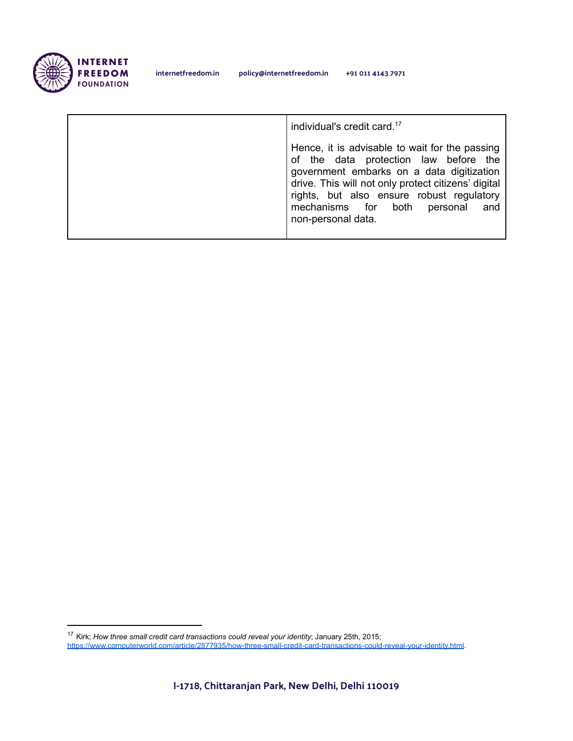| | |
|---|---|
| | individual's credit card.[17]<br><br>Hence, it is advisable to wait for the passing of the data protection law before the government embarks on a data digitization drive. This will not only protect citizens' digital rights, but also ensure robust regulatory mechanisms for both personal and non-personal data. |

[17] Kirk; *How three small credit card transactions could reveal your identity*; January 25th, 2015; https://www.computerworld.com/article/2877935/how-three-small-credit-card-transactions-could-reveal-your-identity.html.